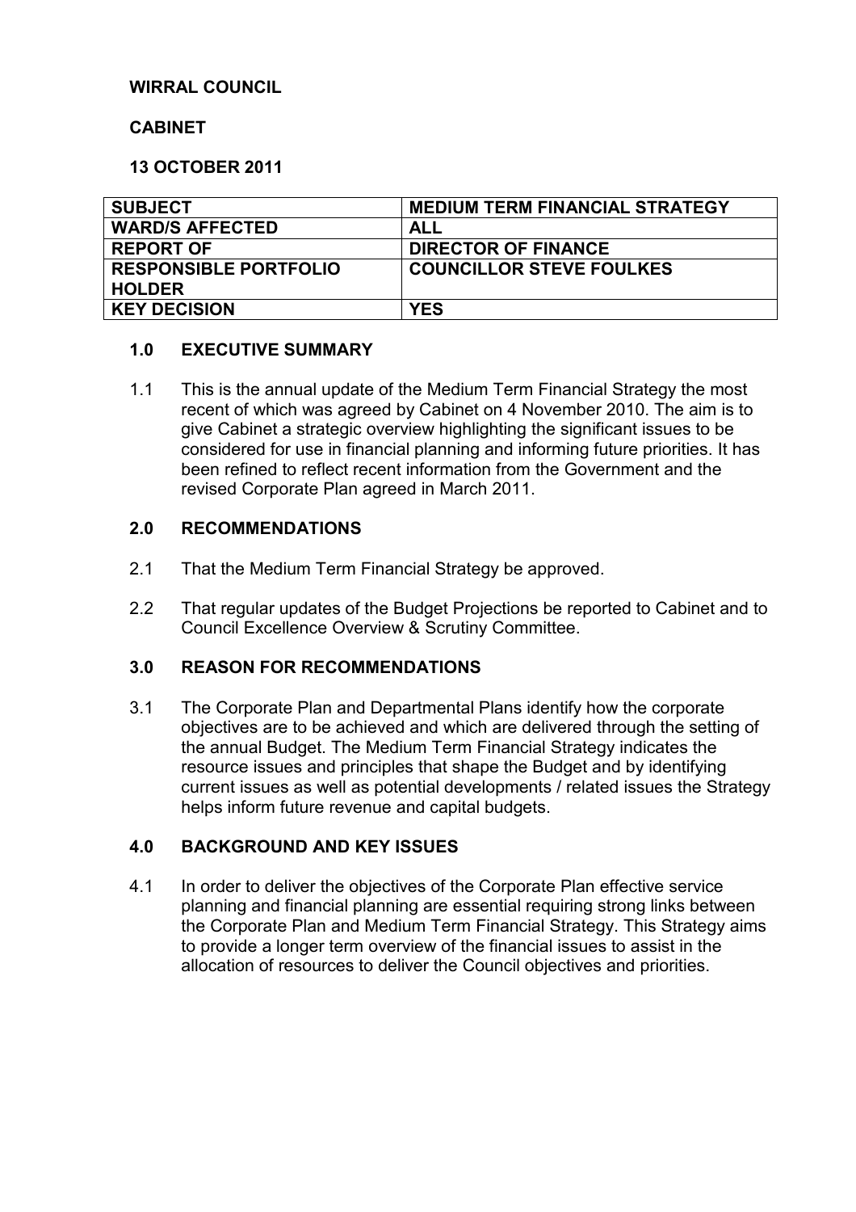**WIRRAL COUNCIL**

**CABINET**

**13 OCTOBER 2011**

| **SUBJECT** | **MEDIUM TERM FINANCIAL STRATEGY** |
|---|---|
| **WARD/S AFFECTED** | **ALL** |
| **REPORT OF** | **DIRECTOR OF FINANCE** |
| **RESPONSIBLE PORTFOLIO HOLDER** | **COUNCILLOR STEVE FOULKES** |
| **KEY DECISION** | **YES** |

## 1.0 EXECUTIVE SUMMARY

1.1 This is the annual update of the Medium Term Financial Strategy the most recent of which was agreed by Cabinet on 4 November 2010. The aim is to give Cabinet a strategic overview highlighting the significant issues to be considered for use in financial planning and informing future priorities. It has been refined to reflect recent information from the Government and the revised Corporate Plan agreed in March 2011.

## 2.0 RECOMMENDATIONS

2.1 That the Medium Term Financial Strategy be approved.

2.2 That regular updates of the Budget Projections be reported to Cabinet and to Council Excellence Overview & Scrutiny Committee.

## 3.0 REASON FOR RECOMMENDATIONS

3.1 The Corporate Plan and Departmental Plans identify how the corporate objectives are to be achieved and which are delivered through the setting of the annual Budget. The Medium Term Financial Strategy indicates the resource issues and principles that shape the Budget and by identifying current issues as well as potential developments / related issues the Strategy helps inform future revenue and capital budgets.

## 4.0 BACKGROUND AND KEY ISSUES

4.1 In order to deliver the objectives of the Corporate Plan effective service planning and financial planning are essential requiring strong links between the Corporate Plan and Medium Term Financial Strategy. This Strategy aims to provide a longer term overview of the financial issues to assist in the allocation of resources to deliver the Council objectives and priorities.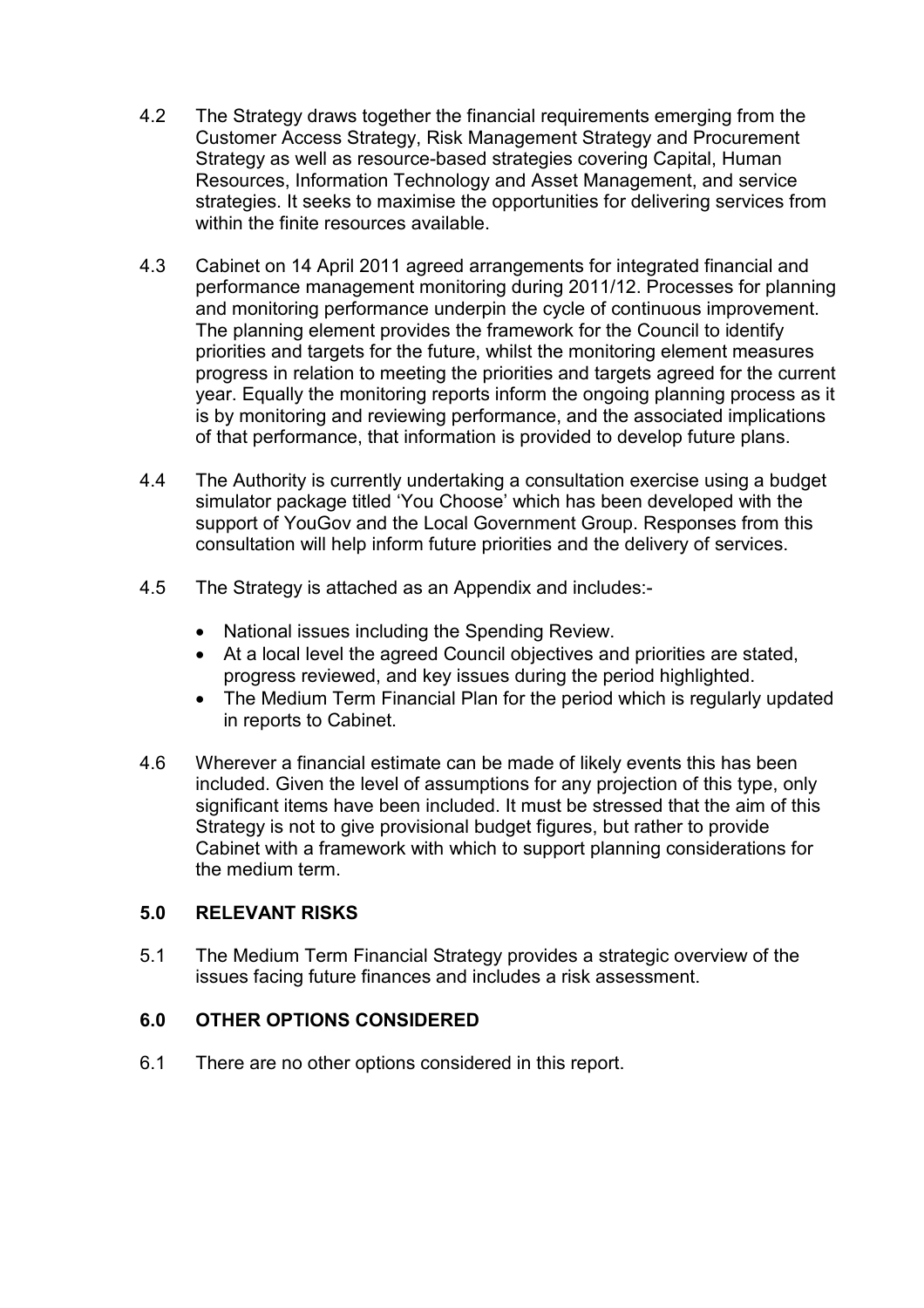4.2 The Strategy draws together the financial requirements emerging from the Customer Access Strategy, Risk Management Strategy and Procurement Strategy as well as resource-based strategies covering Capital, Human Resources, Information Technology and Asset Management, and service strategies. It seeks to maximise the opportunities for delivering services from within the finite resources available.

4.3 Cabinet on 14 April 2011 agreed arrangements for integrated financial and performance management monitoring during 2011/12. Processes for planning and monitoring performance underpin the cycle of continuous improvement. The planning element provides the framework for the Council to identify priorities and targets for the future, whilst the monitoring element measures progress in relation to meeting the priorities and targets agreed for the current year. Equally the monitoring reports inform the ongoing planning process as it is by monitoring and reviewing performance, and the associated implications of that performance, that information is provided to develop future plans.

4.4 The Authority is currently undertaking a consultation exercise using a budget simulator package titled 'You Choose' which has been developed with the support of YouGov and the Local Government Group. Responses from this consultation will help inform future priorities and the delivery of services.

4.5 The Strategy is attached as an Appendix and includes:-

- National issues including the Spending Review.
- At a local level the agreed Council objectives and priorities are stated, progress reviewed, and key issues during the period highlighted.
- The Medium Term Financial Plan for the period which is regularly updated in reports to Cabinet.

4.6 Wherever a financial estimate can be made of likely events this has been included. Given the level of assumptions for any projection of this type, only significant items have been included. It must be stressed that the aim of this Strategy is not to give provisional budget figures, but rather to provide Cabinet with a framework with which to support planning considerations for the medium term.

## 5.0 RELEVANT RISKS

5.1 The Medium Term Financial Strategy provides a strategic overview of the issues facing future finances and includes a risk assessment.

## 6.0 OTHER OPTIONS CONSIDERED

6.1 There are no other options considered in this report.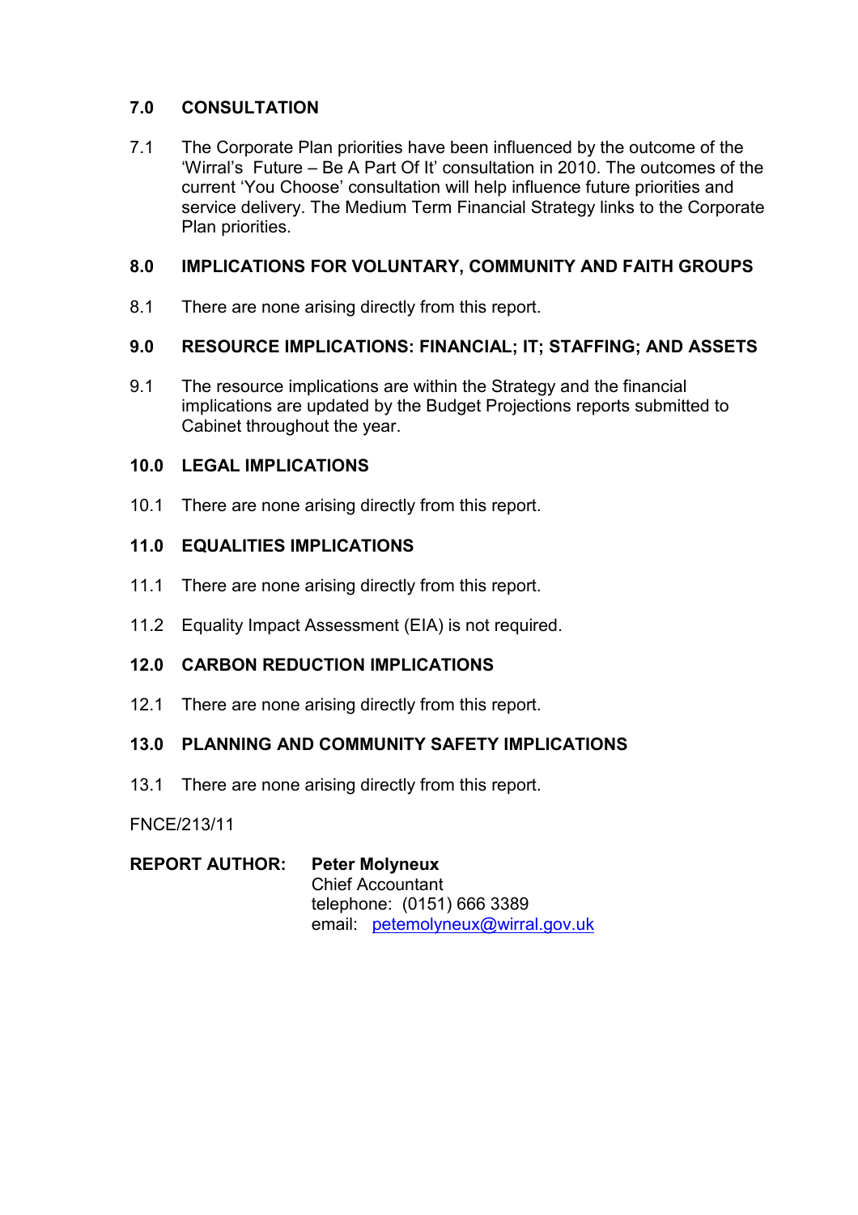## 7.0 CONSULTATION

7.1 The Corporate Plan priorities have been influenced by the outcome of the 'Wirral's Future – Be A Part Of It' consultation in 2010. The outcomes of the current 'You Choose' consultation will help influence future priorities and service delivery. The Medium Term Financial Strategy links to the Corporate Plan priorities.

## 8.0 IMPLICATIONS FOR VOLUNTARY, COMMUNITY AND FAITH GROUPS

8.1 There are none arising directly from this report.

## 9.0 RESOURCE IMPLICATIONS: FINANCIAL; IT; STAFFING; AND ASSETS

9.1 The resource implications are within the Strategy and the financial implications are updated by the Budget Projections reports submitted to Cabinet throughout the year.

## 10.0 LEGAL IMPLICATIONS

10.1 There are none arising directly from this report.

## 11.0 EQUALITIES IMPLICATIONS

11.1 There are none arising directly from this report.

11.2 Equality Impact Assessment (EIA) is not required.

## 12.0 CARBON REDUCTION IMPLICATIONS

12.1 There are none arising directly from this report.

## 13.0 PLANNING AND COMMUNITY SAFETY IMPLICATIONS

13.1 There are none arising directly from this report.

FNCE/213/11

**REPORT AUTHOR:** **Peter Molyneux**
Chief Accountant
telephone: (0151) 666 3389
email: petemolyneux@wirral.gov.uk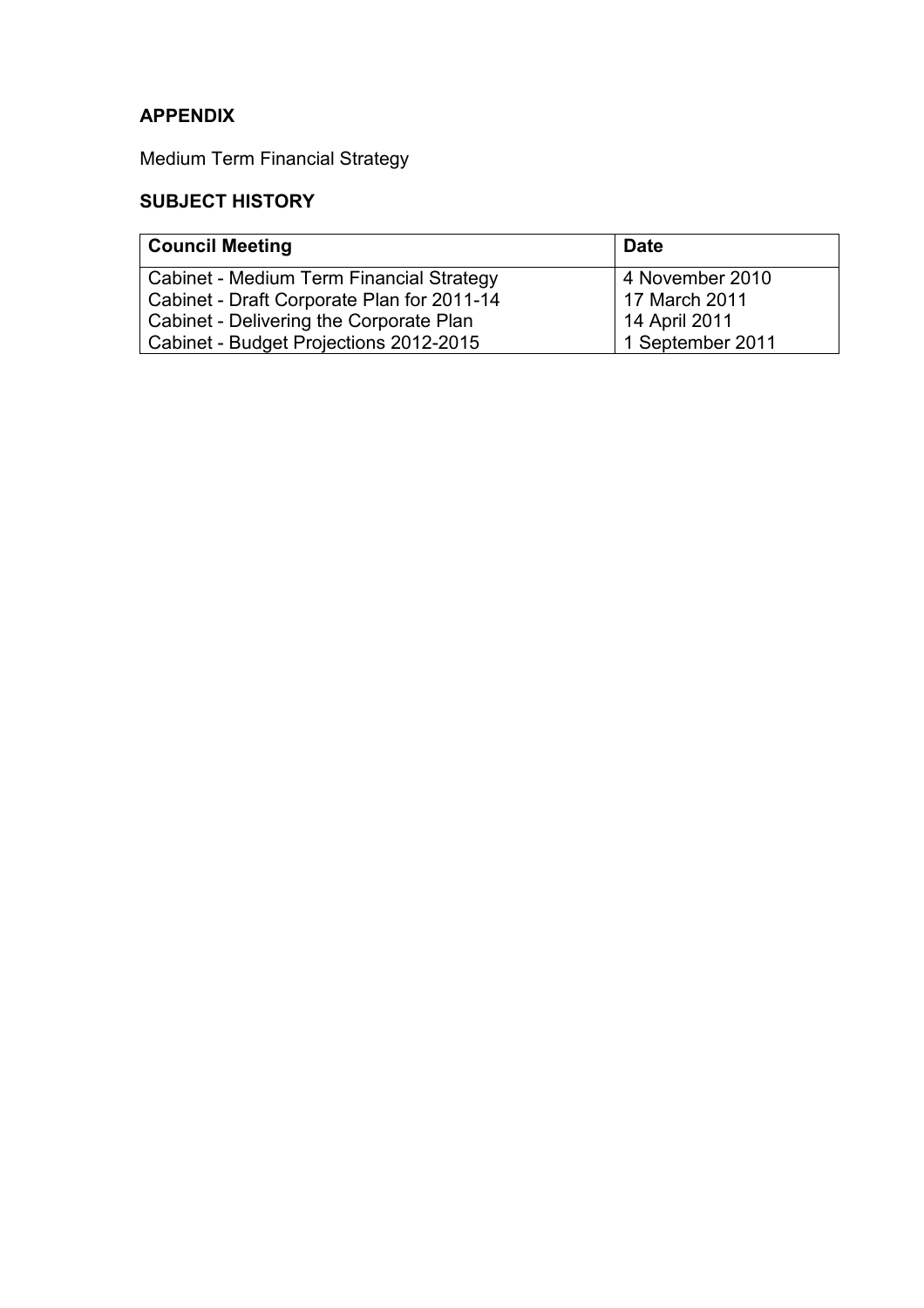**APPENDIX**

Medium Term Financial Strategy

**SUBJECT HISTORY**

| Council Meeting | Date |
|---|---|
| Cabinet - Medium Term Financial Strategy | 4 November 2010 |
| Cabinet - Draft Corporate Plan for 2011-14 | 17 March 2011 |
| Cabinet - Delivering the Corporate Plan | 14 April 2011 |
| Cabinet - Budget Projections 2012-2015 | 1 September 2011 |